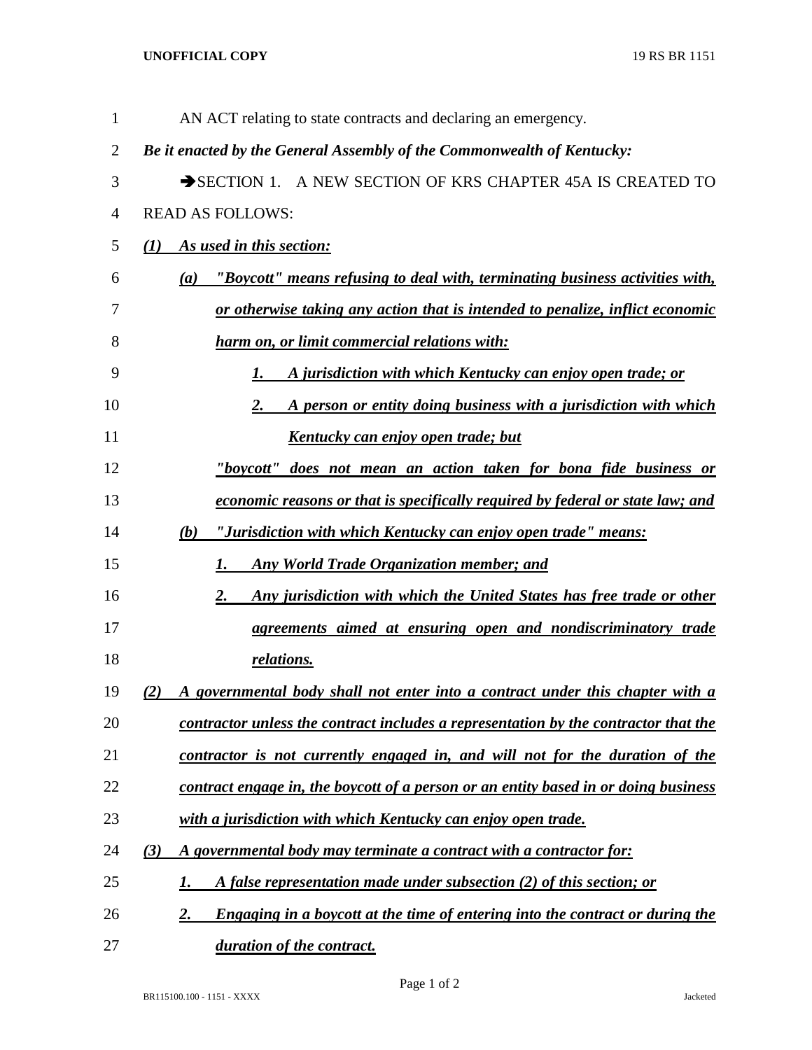AN ACT relating to state contracts and declaring an emergency.

***Be it enacted by the General Assembly of the Commonwealth of Kentucky:***

➔SECTION 1. A NEW SECTION OF KRS CHAPTER 45A IS CREATED TO READ AS FOLLOWS:

***(1) As used in this section:***

***(a) "Boycott" means refusing to deal with, terminating business activities with, or otherwise taking any action that is intended to penalize, inflict economic harm on, or limit commercial relations with:***

***1. A jurisdiction with which Kentucky can enjoy open trade; or***

***2. A person or entity doing business with a jurisdiction with which Kentucky can enjoy open trade; but***

***"boycott" does not mean an action taken for bona fide business or economic reasons or that is specifically required by federal or state law; and***

***(b) "Jurisdiction with which Kentucky can enjoy open trade" means:***

***1. Any World Trade Organization member; and***

***2. Any jurisdiction with which the United States has free trade or other agreements aimed at ensuring open and nondiscriminatory trade relations.***

***(2) A governmental body shall not enter into a contract under this chapter with a contractor unless the contract includes a representation by the contractor that the contractor is not currently engaged in, and will not for the duration of the contract engage in, the boycott of a person or an entity based in or doing business with a jurisdiction with which Kentucky can enjoy open trade.***

***(3) A governmental body may terminate a contract with a contractor for:***

***1. A false representation made under subsection (2) of this section; or***

***2. Engaging in a boycott at the time of entering into the contract or during the duration of the contract.***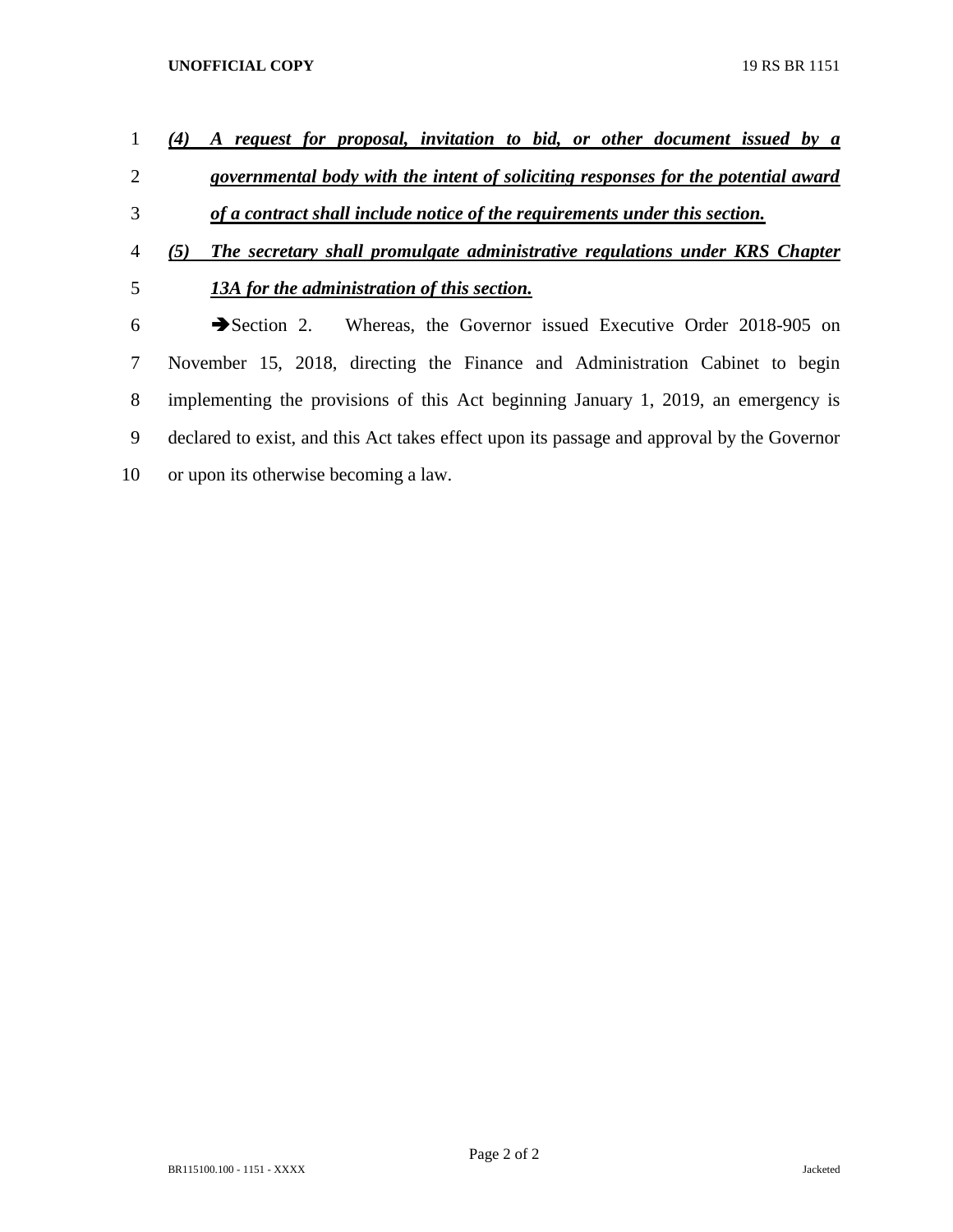***(4) A request for proposal, invitation to bid, or other document issued by a governmental body with the intent of soliciting responses for the potential award of a contract shall include notice of the requirements under this section.***

***(5) The secretary shall promulgate administrative regulations under KRS Chapter 13A for the administration of this section.***

➔Section 2. Whereas, the Governor issued Executive Order 2018-905 on November 15, 2018, directing the Finance and Administration Cabinet to begin implementing the provisions of this Act beginning January 1, 2019, an emergency is declared to exist, and this Act takes effect upon its passage and approval by the Governor or upon its otherwise becoming a law.